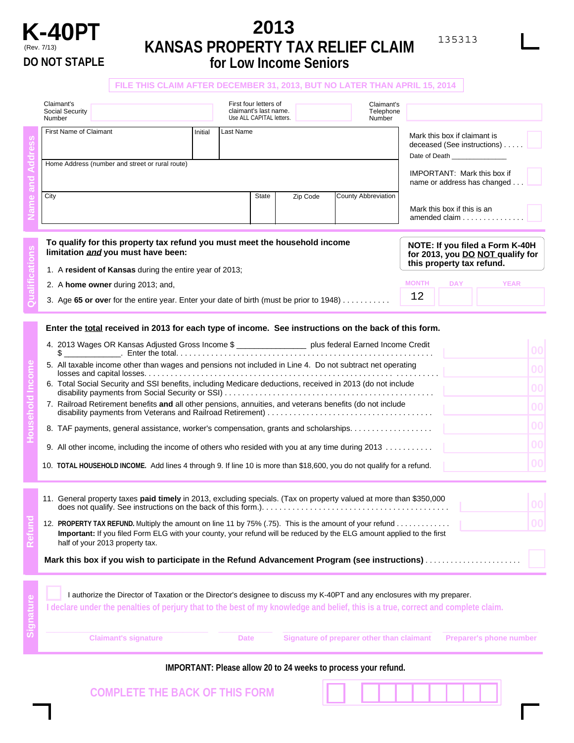# K-40PT

(Rev. 7/13)

**DO NOT STAPLE**

# 2013 KANSAS PROPERTY TAX RELIEF CLAIM for Low Income Seniors

135313

**FILE THIS CLAIM AFTER DECEMBER 31, 2013, BUT NO LATER THAN APRIL 15, 2014**

## Name and Address

| Claimant's Social Security Number | | First four letters of claimant's last name. Use ALL CAPITAL letters. | | Claimant's Telephone Number | |
|---|---|---|---|---|---|

| First Name of Claimant | Initial | Last Name | | |
|---|---|---|---|---|
| Home Address (number and street or rural route) | | | | |
| City | State | Zip Code | County Abbreviation | |

Mark this box if claimant is deceased (See instructions) . . . . . ☐

Date of Death _______________

IMPORTANT: Mark this box if name or address has changed . . . ☐

Mark this box if this is an amended claim . . . . . . . . . . . . . . . ☐

## Qualifications

**To qualify for this property tax refund you must meet the household income limitation *and* you must have been:**

**NOTE: If you filed a Form K-40H for 2013, you DO NOT qualify for this property tax refund.**

1. A **resident of Kansas** during the entire year of 2013;
2. A **home owner** during 2013; and,
3. Age **65 or over** for the entire year. Enter your date of birth (must be prior to 1948) . . . . . . . . . . .

| MONTH | DAY | YEAR |
|---|---|---|
| 12 | | |

## Household Income

**Enter the total received in 2013 for each type of income. See instructions on the back of this form.**

| Line | Description | Amount |
|---|---|---|
| 4. | 2013 Wages OR Kansas Adjusted Gross Income $ _______________ plus federal Earned Income Credit $ ____________. Enter the total. . . . . . . . . . . . | 00 |
| 5. | All taxable income other than wages and pensions not included in Line 4. Do not subtract net operating losses and capital losses. . . . . . . . . . . . | 00 |
| 6. | Total Social Security and SSI benefits, including Medicare deductions, received in 2013 (do not include disability payments from Social Security or SSI) . . . . . . . . . . . . | 00 |
| 7. | Railroad Retirement benefits **and** all other pensions, annuities, and veterans benefits (do not include disability payments from Veterans and Railroad Retirement) . . . . . . . . . . . . | 00 |
| 8. | TAF payments, general assistance, worker's compensation, grants and scholarships. . . . . . . . . . . . | 00 |
| 9. | All other income, including the income of others who resided with you at any time during 2013 . . . . . . . . . . . | 00 |
| 10. | **TOTAL HOUSEHOLD INCOME.** Add lines 4 through 9. If line 10 is more than $18,600, you do not qualify for a refund. | 00 |

## Refund

| Line | Description | Amount |
|---|---|---|
| 11. | General property taxes **paid timely** in 2013, excluding specials. (Tax on property valued at more than $350,000 does not qualify. See instructions on the back of this form.). . . . . . . . . . . . | 00 |
| 12. | **PROPERTY TAX REFUND.** Multiply the amount on line 11 by 75% (.75). This is the amount of your refund . . . . . . . . . . . . **Important:** If you filed Form ELG with your county, your refund will be reduced by the ELG amount applied to the first half of your 2013 property tax. | 00 |

**Mark this box if you wish to participate in the Refund Advancement Program (see instructions)** . . . . . . . . . . . . . . . . . . . . . . . ☐

## Signature

☐ I authorize the Director of Taxation or the Director's designee to discuss my K-40PT and any enclosures with my preparer.

**I declare under the penalties of perjury that to the best of my knowledge and belief, this is a true, correct and complete claim.**

| Claimant's signature | Date | Signature of preparer other than claimant | Preparer's phone number |
|---|---|---|---|

**IMPORTANT: Please allow 20 to 24 weeks to process your refund.**

**COMPLETE THE BACK OF THIS FORM**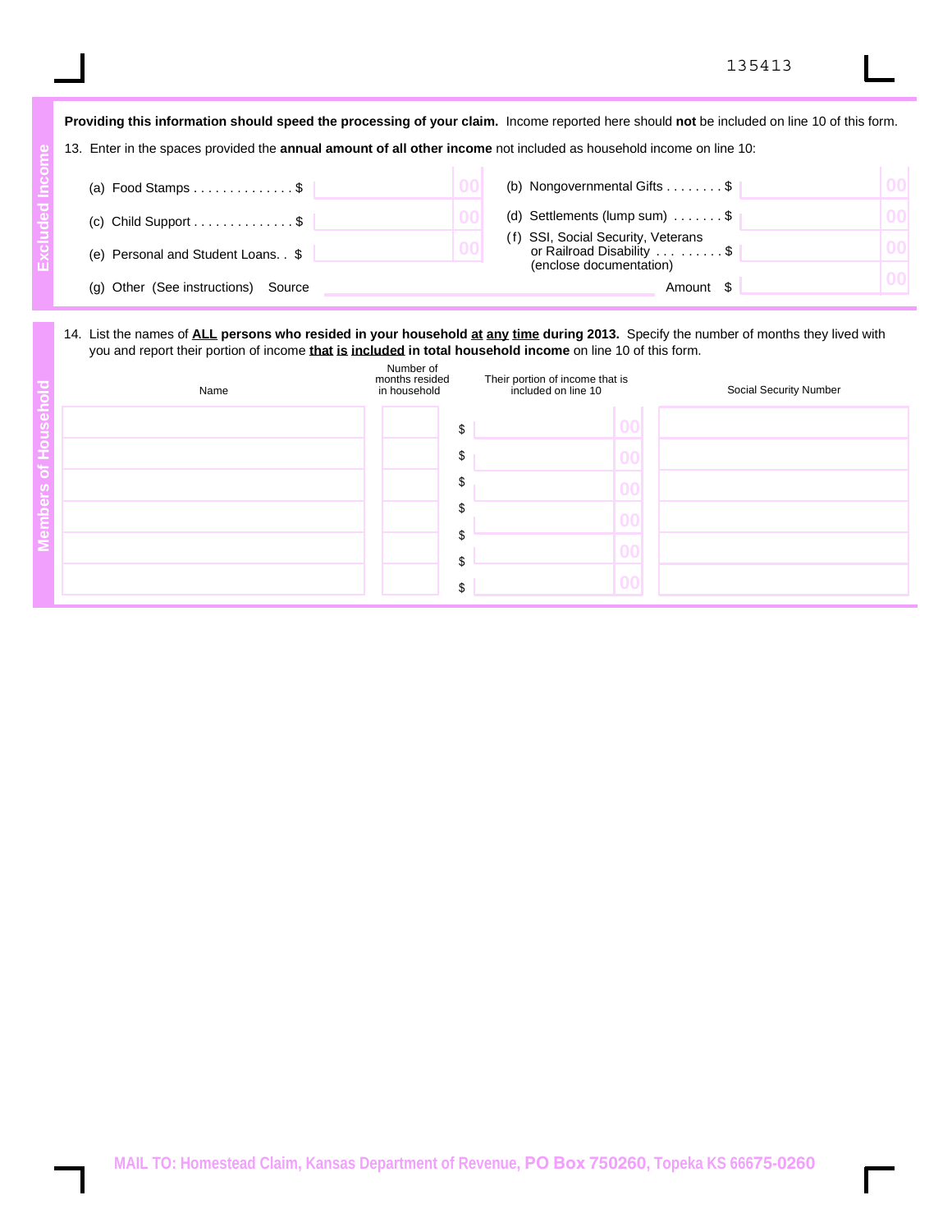135413

## Excluded Income

**Providing this information should speed the processing of your claim.** Income reported here should **not** be included on line 10 of this form.

13. Enter in the spaces provided the **annual amount of all other income** not included as household income on line 10:

| | | | |
|---|---|---|---|
| (a) Food Stamps . . . . . . . . . . . . . . $ | 00 | (b) Nongovernmental Gifts . . . . . . . . $ | 00 |
| (c) Child Support . . . . . . . . . . . . . . $ | 00 | (d) Settlements (lump sum) . . . . . . . $ | 00 |
| (e) Personal and Student Loans. . $ | 00 | (f) SSI, Social Security, Veterans or Railroad Disability . . . . . . . . . . $ (enclose documentation) | 00 |

(g) Other (See instructions) Source ______________ Amount $ ______ 00

## Members of Household

14. List the names of **ALL persons who resided in your household at any time during 2013.** Specify the number of months they lived with you and report their portion of income **that is included in total household income** on line 10 of this form.

| Name | Number of months resided in household | Their portion of income that is included on line 10 | Social Security Number |
|---|---|---|---|
| | | $ 00 | |
| | | $ 00 | |
| | | $ 00 | |
| | | $ 00 | |
| | | $ 00 | |
| | | $ 00 | |

MAIL TO: Homestead Claim, Kansas Department of Revenue, PO Box 750260, Topeka KS 66675-0260